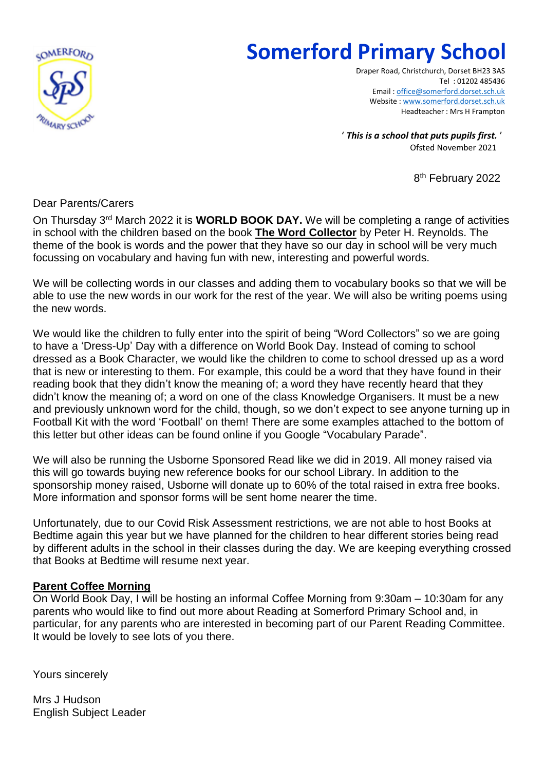# Somerford Primary School

Draper Road, Christchurch, Dorset BH23 3AS
Tel : 01202 485436
Email : office@somerford.dorset.sch.uk
Website : www.somerford.dorset.sch.uk
Headteacher : Mrs H Frampton

' ***This is a school that puts pupils first.*** '
Ofsted November 2021

8th February 2022

Dear Parents/Carers

On Thursday 3rd March 2022 it is **WORLD BOOK DAY.** We will be completing a range of activities in school with the children based on the book **The Word Collector** by Peter H. Reynolds. The theme of the book is words and the power that they have so our day in school will be very much focussing on vocabulary and having fun with new, interesting and powerful words.

We will be collecting words in our classes and adding them to vocabulary books so that we will be able to use the new words in our work for the rest of the year. We will also be writing poems using the new words.

We would like the children to fully enter into the spirit of being "Word Collectors" so we are going to have a 'Dress-Up' Day with a difference on World Book Day. Instead of coming to school dressed as a Book Character, we would like the children to come to school dressed up as a word that is new or interesting to them. For example, this could be a word that they have found in their reading book that they didn't know the meaning of; a word they have recently heard that they didn't know the meaning of; a word on one of the class Knowledge Organisers. It must be a new and previously unknown word for the child, though, so we don't expect to see anyone turning up in Football Kit with the word 'Football' on them! There are some examples attached to the bottom of this letter but other ideas can be found online if you Google "Vocabulary Parade".

We will also be running the Usborne Sponsored Read like we did in 2019. All money raised via this will go towards buying new reference books for our school Library. In addition to the sponsorship money raised, Usborne will donate up to 60% of the total raised in extra free books. More information and sponsor forms will be sent home nearer the time.

Unfortunately, due to our Covid Risk Assessment restrictions, we are not able to host Books at Bedtime again this year but we have planned for the children to hear different stories being read by different adults in the school in their classes during the day. We are keeping everything crossed that Books at Bedtime will resume next year.

**Parent Coffee Morning**

On World Book Day, I will be hosting an informal Coffee Morning from 9:30am – 10:30am for any parents who would like to find out more about Reading at Somerford Primary School and, in particular, for any parents who are interested in becoming part of our Parent Reading Committee. It would be lovely to see lots of you there.

Yours sincerely

Mrs J Hudson
English Subject Leader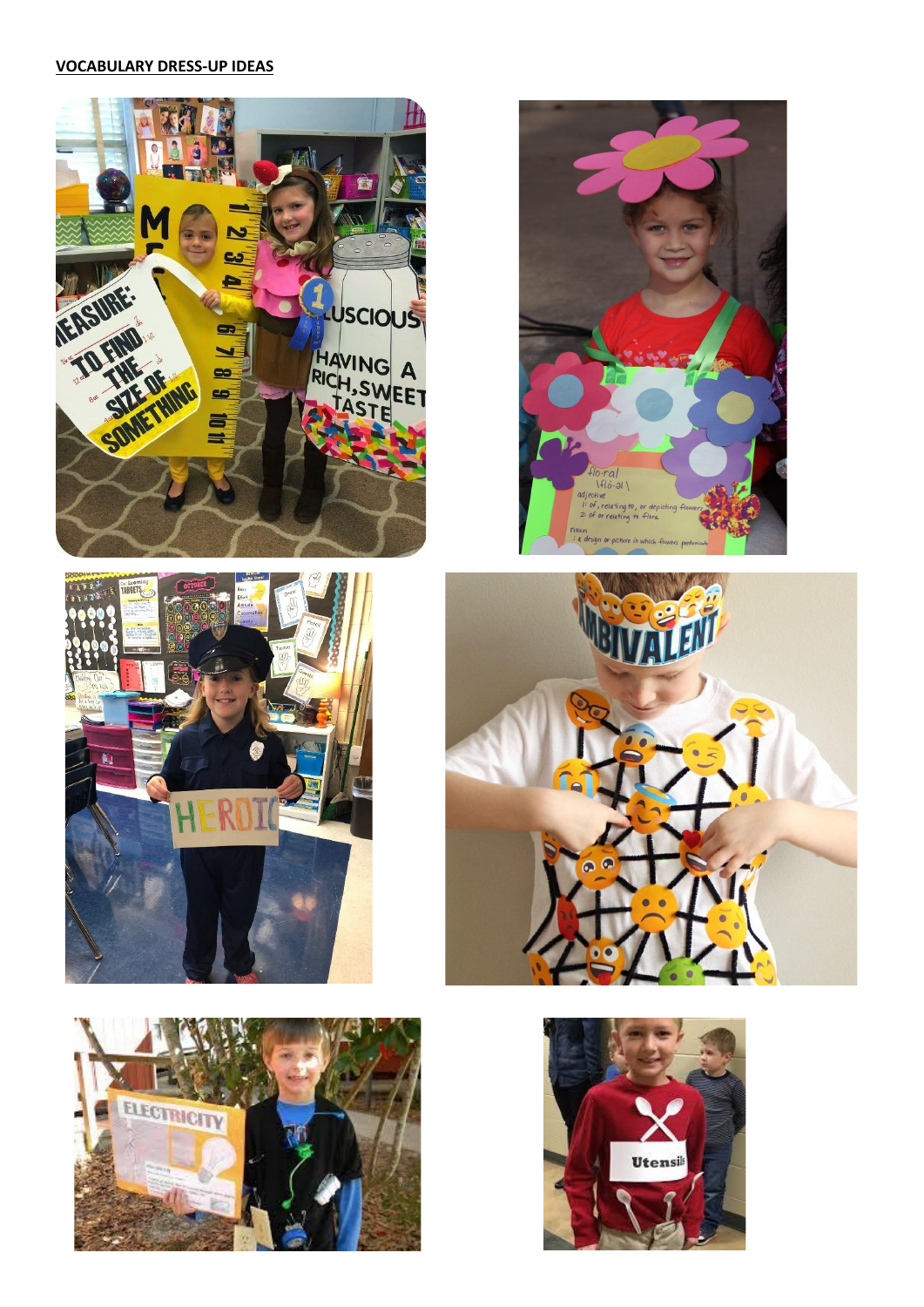**VOCABULARY DRESS-UP IDEAS**